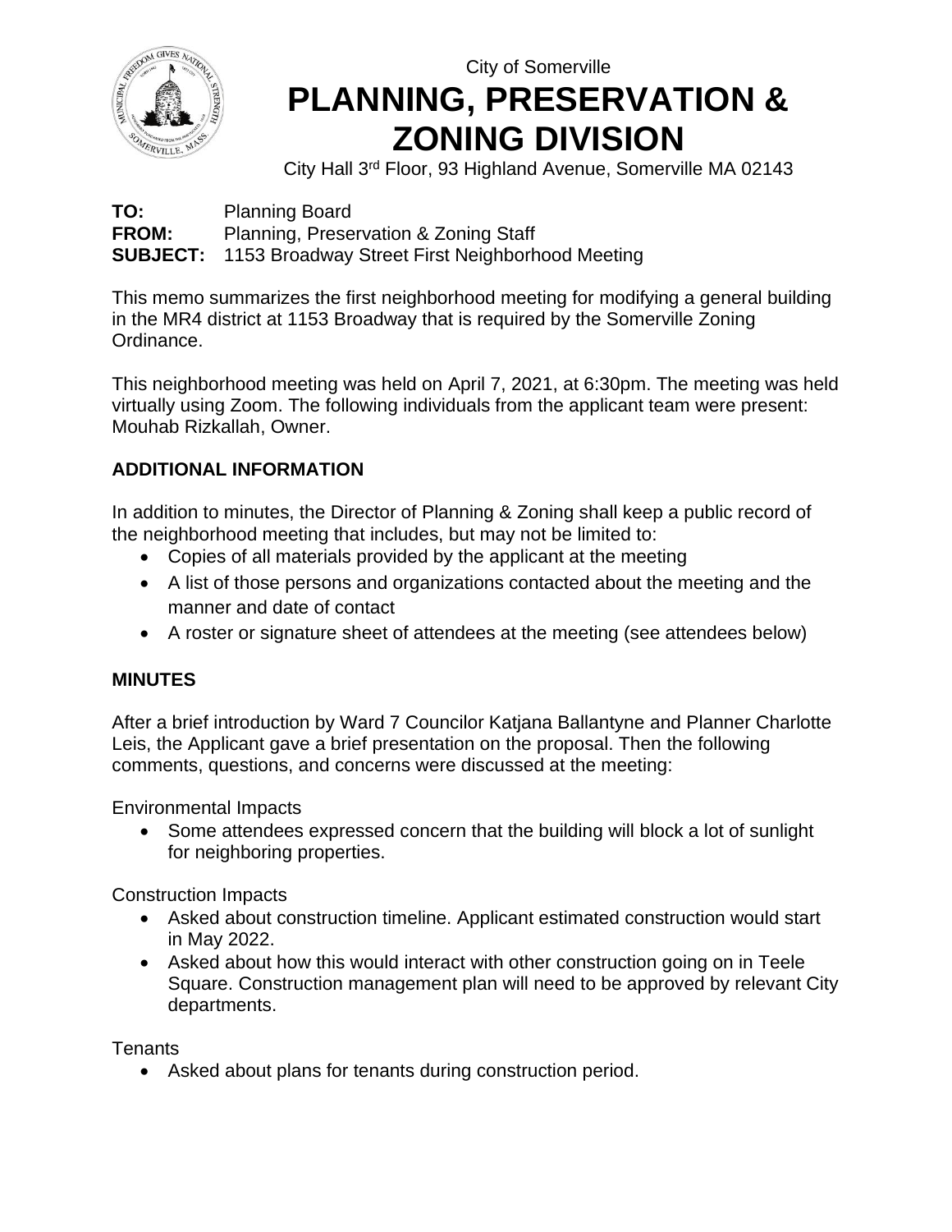City of Somerville

# PLANNING, PRESERVATION & ZONING DIVISION

City Hall 3rd Floor, 93 Highland Avenue, Somerville MA 02143

**TO:** Planning Board
**FROM:** Planning, Preservation & Zoning Staff
**SUBJECT:** 1153 Broadway Street First Neighborhood Meeting

This memo summarizes the first neighborhood meeting for modifying a general building in the MR4 district at 1153 Broadway that is required by the Somerville Zoning Ordinance.

This neighborhood meeting was held on April 7, 2021, at 6:30pm. The meeting was held virtually using Zoom. The following individuals from the applicant team were present: Mouhab Rizkallah, Owner.

## ADDITIONAL INFORMATION

In addition to minutes, the Director of Planning & Zoning shall keep a public record of the neighborhood meeting that includes, but may not be limited to:

- Copies of all materials provided by the applicant at the meeting
- A list of those persons and organizations contacted about the meeting and the manner and date of contact
- A roster or signature sheet of attendees at the meeting (see attendees below)

## MINUTES

After a brief introduction by Ward 7 Councilor Katjana Ballantyne and Planner Charlotte Leis, the Applicant gave a brief presentation on the proposal. Then the following comments, questions, and concerns were discussed at the meeting:

Environmental Impacts

- Some attendees expressed concern that the building will block a lot of sunlight for neighboring properties.

Construction Impacts

- Asked about construction timeline. Applicant estimated construction would start in May 2022.
- Asked about how this would interact with other construction going on in Teele Square. Construction management plan will need to be approved by relevant City departments.

Tenants

- Asked about plans for tenants during construction period.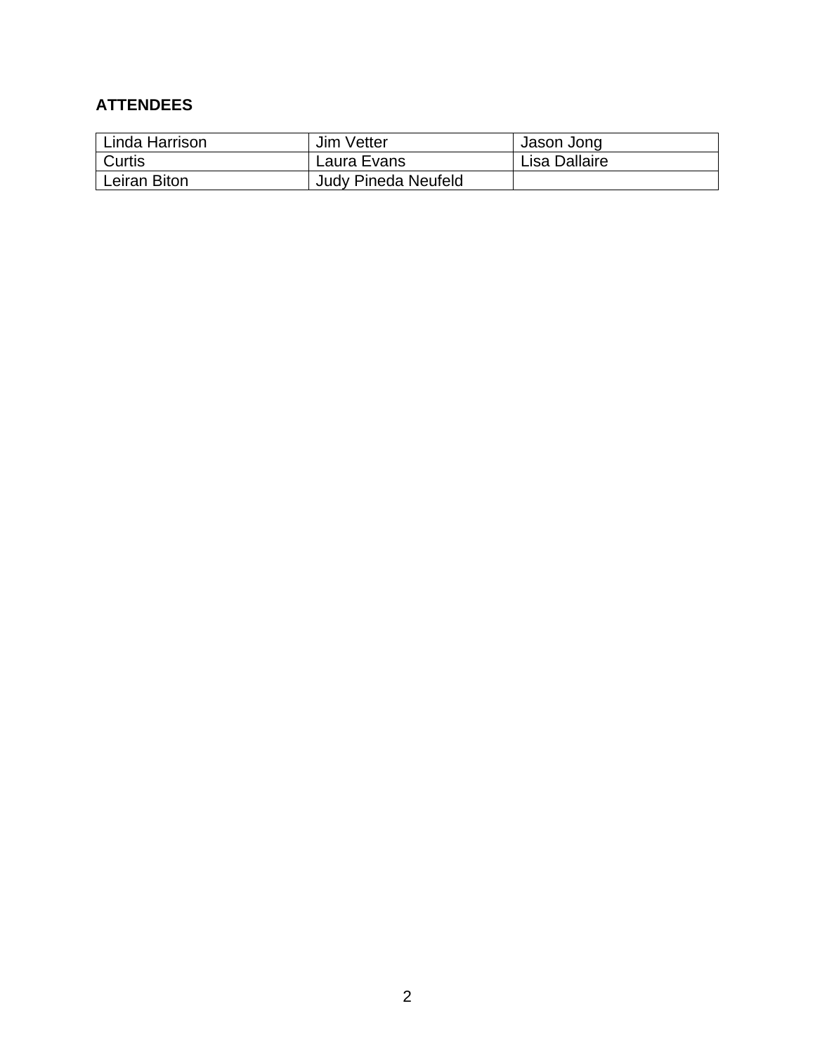**ATTENDEES**

| | | |
|---|---|---|
| Linda Harrison | Jim Vetter | Jason Jong |
| Curtis | Laura Evans | Lisa Dallaire |
| Leiran Biton | Judy Pineda Neufeld | |